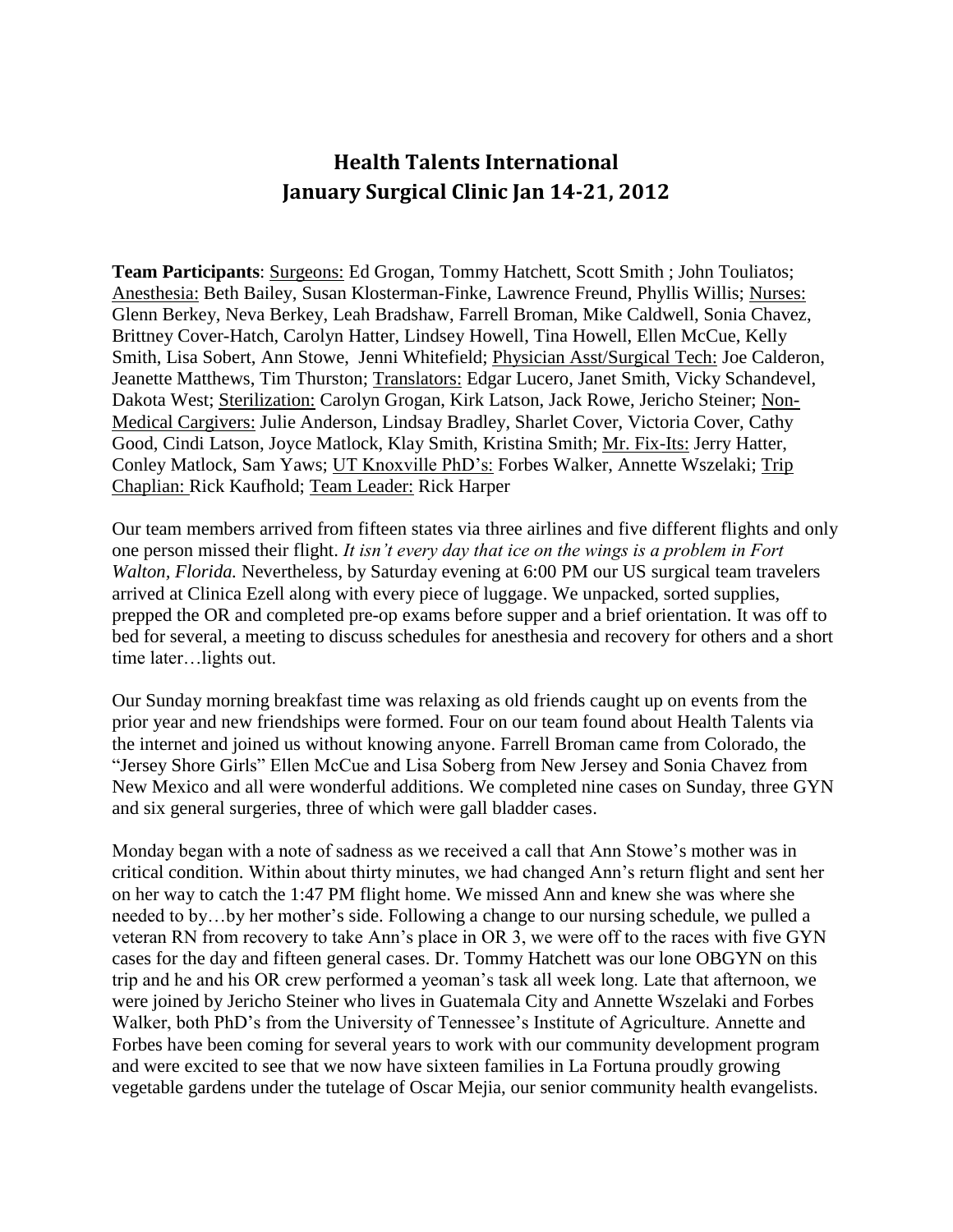# Health Talents International
# January Surgical Clinic Jan 14-21, 2012

**Team Participants**: Surgeons: Ed Grogan, Tommy Hatchett, Scott Smith ; John Touliatos; Anesthesia: Beth Bailey, Susan Klosterman-Finke, Lawrence Freund, Phyllis Willis; Nurses: Glenn Berkey, Neva Berkey, Leah Bradshaw, Farrell Broman, Mike Caldwell, Sonia Chavez, Brittney Cover-Hatch, Carolyn Hatter, Lindsey Howell, Tina Howell, Ellen McCue, Kelly Smith, Lisa Sobert, Ann Stowe, Jenni Whitefield; Physician Asst/Surgical Tech: Joe Calderon, Jeanette Matthews, Tim Thurston; Translators: Edgar Lucero, Janet Smith, Vicky Schandevel, Dakota West; Sterilization: Carolyn Grogan, Kirk Latson, Jack Rowe, Jericho Steiner; Non-Medical Cargivers: Julie Anderson, Lindsay Bradley, Sharlet Cover, Victoria Cover, Cathy Good, Cindi Latson, Joyce Matlock, Klay Smith, Kristina Smith; Mr. Fix-Its: Jerry Hatter, Conley Matlock, Sam Yaws; UT Knoxville PhD's: Forbes Walker, Annette Wszelaki; Trip Chaplian: Rick Kaufhold; Team Leader: Rick Harper

Our team members arrived from fifteen states via three airlines and five different flights and only one person missed their flight. *It isn't every day that ice on the wings is a problem in Fort Walton, Florida.* Nevertheless, by Saturday evening at 6:00 PM our US surgical team travelers arrived at Clinica Ezell along with every piece of luggage. We unpacked, sorted supplies, prepped the OR and completed pre-op exams before supper and a brief orientation. It was off to bed for several, a meeting to discuss schedules for anesthesia and recovery for others and a short time later…lights out.

Our Sunday morning breakfast time was relaxing as old friends caught up on events from the prior year and new friendships were formed. Four on our team found about Health Talents via the internet and joined us without knowing anyone. Farrell Broman came from Colorado, the "Jersey Shore Girls" Ellen McCue and Lisa Soberg from New Jersey and Sonia Chavez from New Mexico and all were wonderful additions. We completed nine cases on Sunday, three GYN and six general surgeries, three of which were gall bladder cases.

Monday began with a note of sadness as we received a call that Ann Stowe's mother was in critical condition. Within about thirty minutes, we had changed Ann's return flight and sent her on her way to catch the 1:47 PM flight home. We missed Ann and knew she was where she needed to by…by her mother's side. Following a change to our nursing schedule, we pulled a veteran RN from recovery to take Ann's place in OR 3, we were off to the races with five GYN cases for the day and fifteen general cases. Dr. Tommy Hatchett was our lone OBGYN on this trip and he and his OR crew performed a yeoman's task all week long. Late that afternoon, we were joined by Jericho Steiner who lives in Guatemala City and Annette Wszelaki and Forbes Walker, both PhD's from the University of Tennessee's Institute of Agriculture. Annette and Forbes have been coming for several years to work with our community development program and were excited to see that we now have sixteen families in La Fortuna proudly growing vegetable gardens under the tutelage of Oscar Mejia, our senior community health evangelists.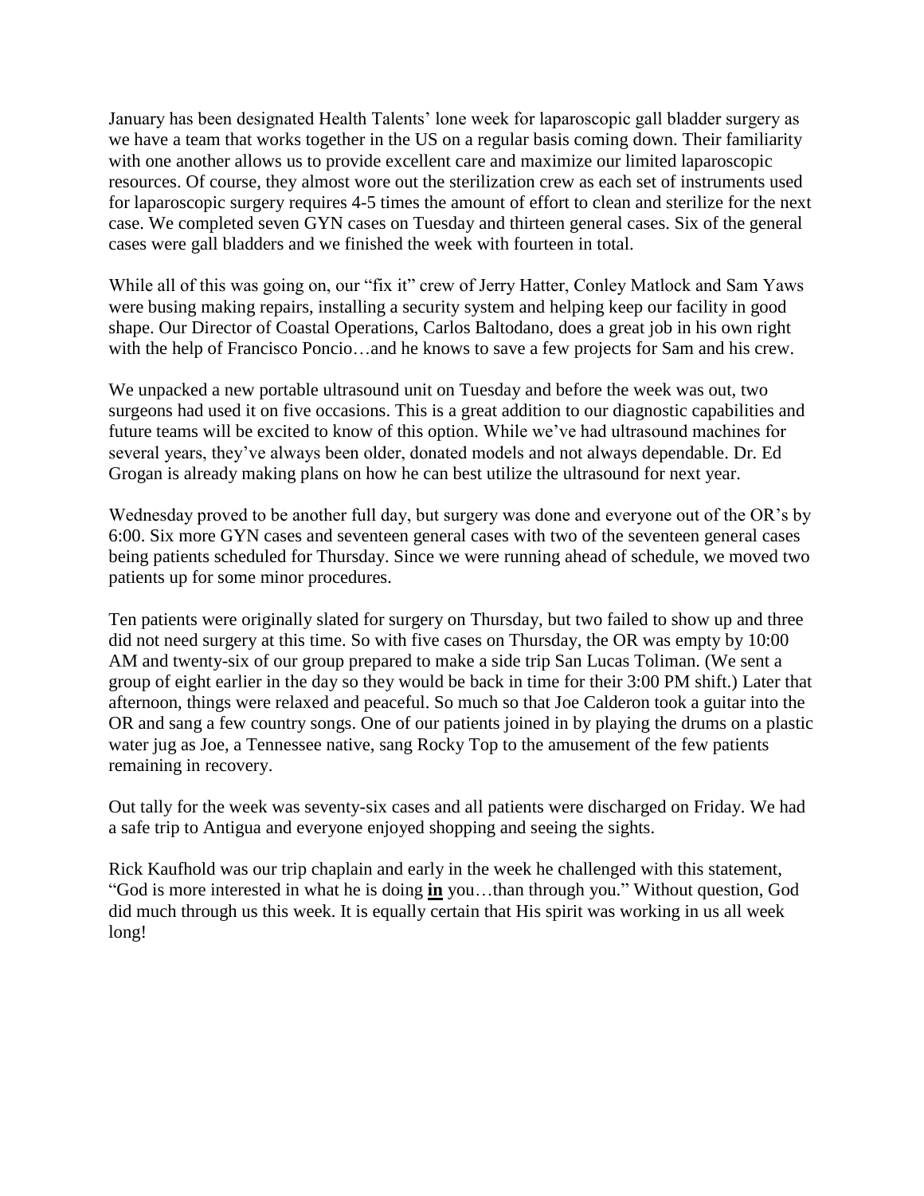January has been designated Health Talents' lone week for laparoscopic gall bladder surgery as we have a team that works together in the US on a regular basis coming down. Their familiarity with one another allows us to provide excellent care and maximize our limited laparoscopic resources. Of course, they almost wore out the sterilization crew as each set of instruments used for laparoscopic surgery requires 4-5 times the amount of effort to clean and sterilize for the next case. We completed seven GYN cases on Tuesday and thirteen general cases. Six of the general cases were gall bladders and we finished the week with fourteen in total.

While all of this was going on, our "fix it" crew of Jerry Hatter, Conley Matlock and Sam Yaws were busing making repairs, installing a security system and helping keep our facility in good shape. Our Director of Coastal Operations, Carlos Baltodano, does a great job in his own right with the help of Francisco Poncio…and he knows to save a few projects for Sam and his crew.

We unpacked a new portable ultrasound unit on Tuesday and before the week was out, two surgeons had used it on five occasions. This is a great addition to our diagnostic capabilities and future teams will be excited to know of this option. While we've had ultrasound machines for several years, they've always been older, donated models and not always dependable. Dr. Ed Grogan is already making plans on how he can best utilize the ultrasound for next year.

Wednesday proved to be another full day, but surgery was done and everyone out of the OR's by 6:00. Six more GYN cases and seventeen general cases with two of the seventeen general cases being patients scheduled for Thursday. Since we were running ahead of schedule, we moved two patients up for some minor procedures.

Ten patients were originally slated for surgery on Thursday, but two failed to show up and three did not need surgery at this time. So with five cases on Thursday, the OR was empty by 10:00 AM and twenty-six of our group prepared to make a side trip San Lucas Toliman. (We sent a group of eight earlier in the day so they would be back in time for their 3:00 PM shift.) Later that afternoon, things were relaxed and peaceful. So much so that Joe Calderon took a guitar into the OR and sang a few country songs. One of our patients joined in by playing the drums on a plastic water jug as Joe, a Tennessee native, sang Rocky Top to the amusement of the few patients remaining in recovery.

Out tally for the week was seventy-six cases and all patients were discharged on Friday. We had a safe trip to Antigua and everyone enjoyed shopping and seeing the sights.

Rick Kaufhold was our trip chaplain and early in the week he challenged with this statement, "God is more interested in what he is doing **in** you…than through you." Without question, God did much through us this week. It is equally certain that His spirit was working in us all week long!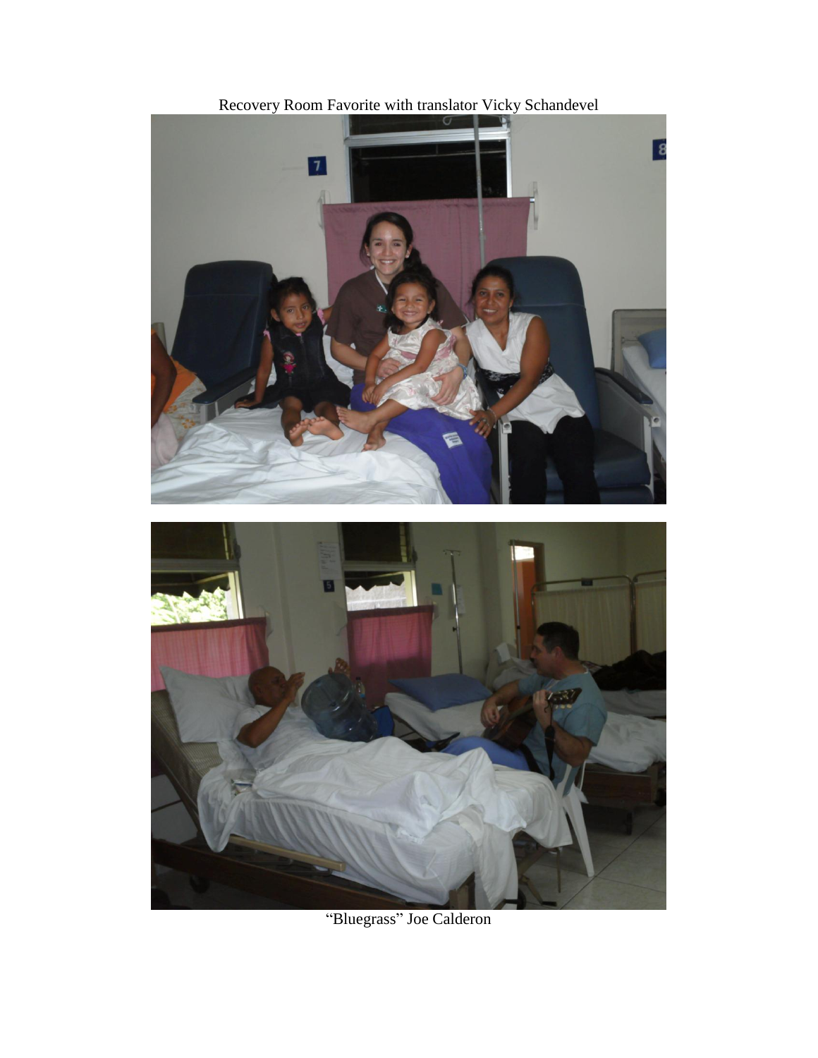Recovery Room Favorite with translator Vicky Schandevel

“Bluegrass” Joe Calderon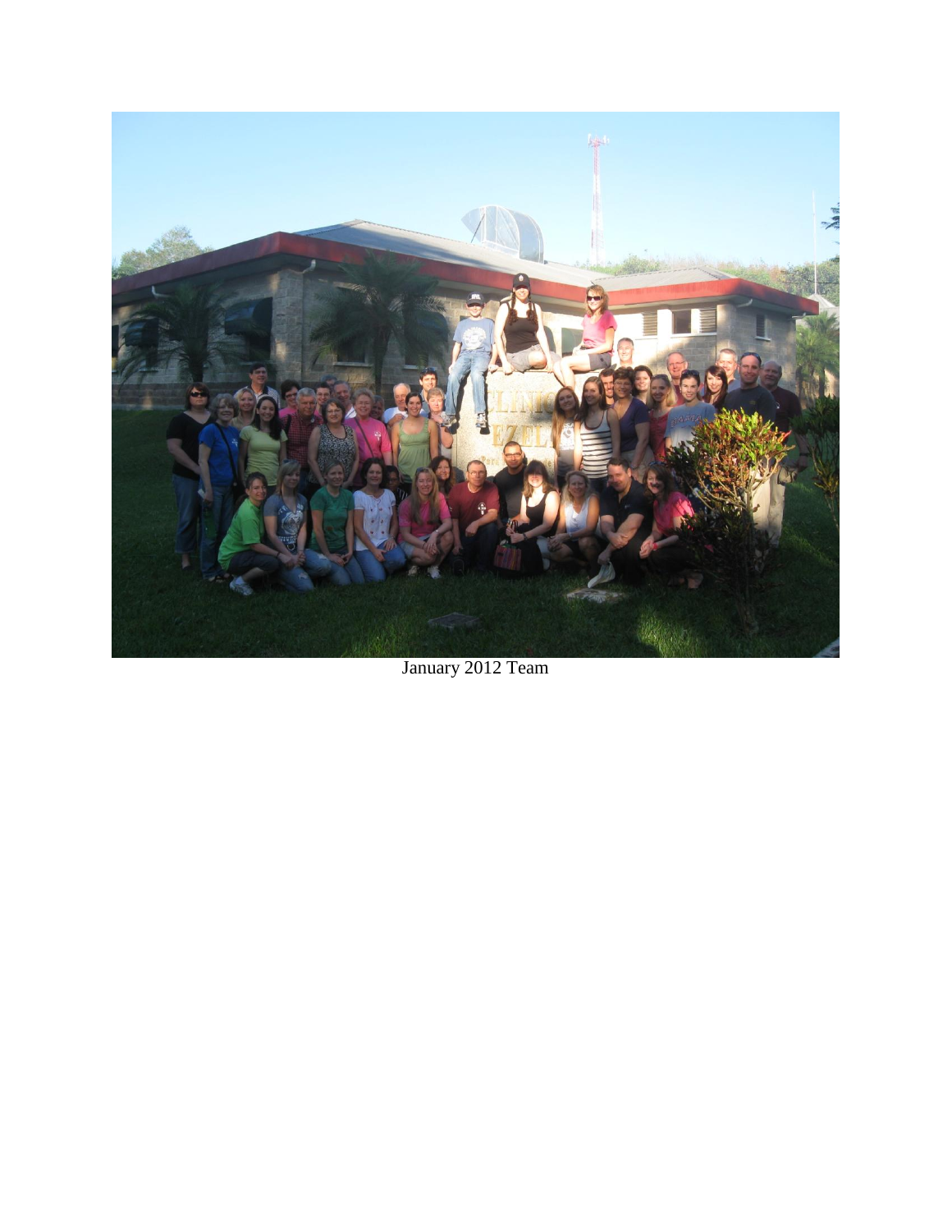January 2012 Team